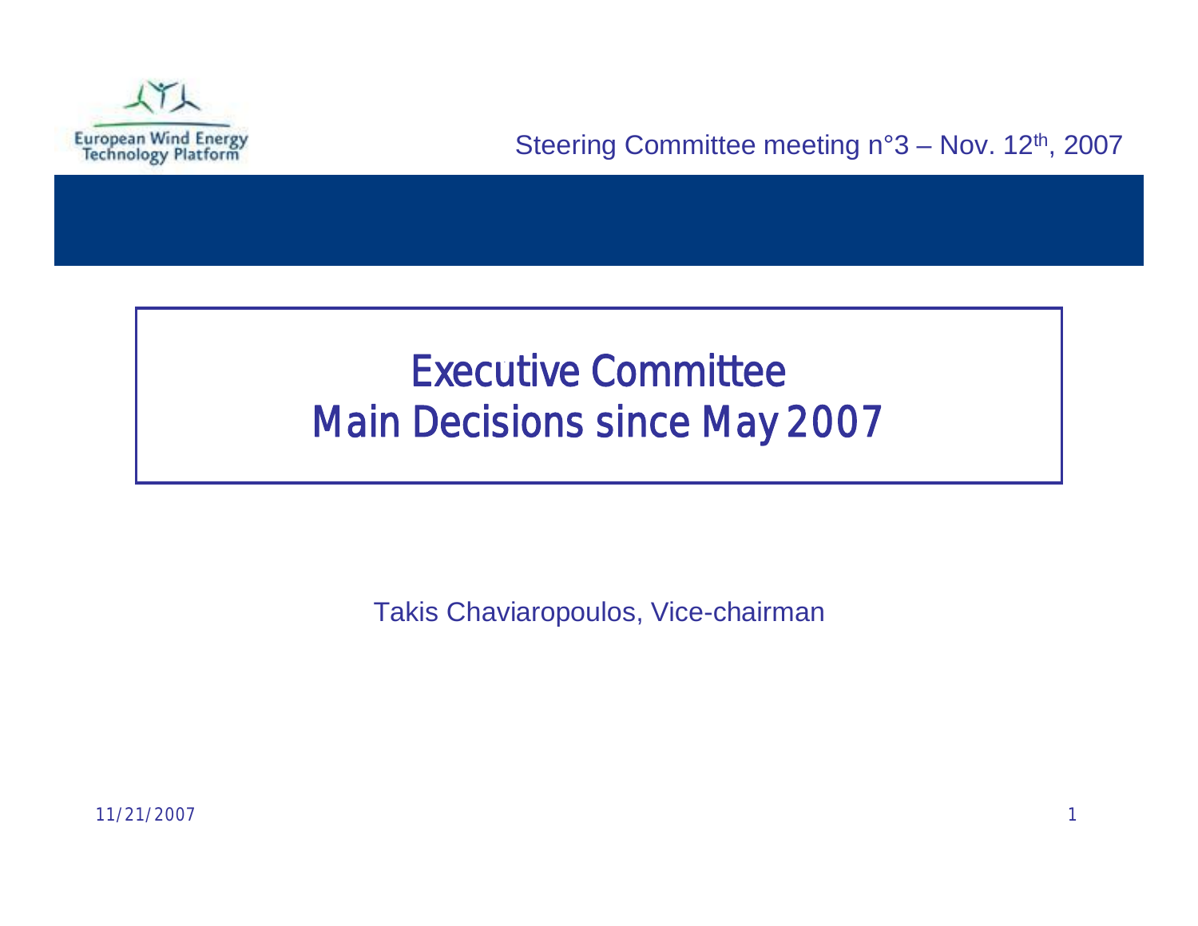European Wind Energy Technology Platform

Steering Committee meeting n°3 – Nov. 12th, 2007

# Executive Committee
# Main Decisions since May 2007

Takis Chaviaropoulos, Vice-chairman

11/21/2007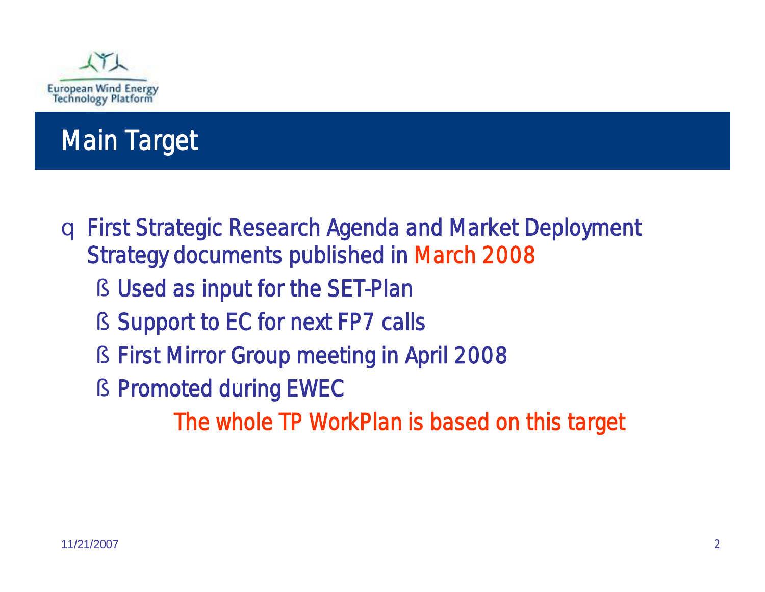## Main Target

- First Strategic Research Agenda and Market Deployment Strategy documents published in March 2008
  - Used as input for the SET-Plan
  - Support to EC for next FP7 calls
  - First Mirror Group meeting in April 2008
  - Promoted during EWEC

The whole TP WorkPlan is based on this target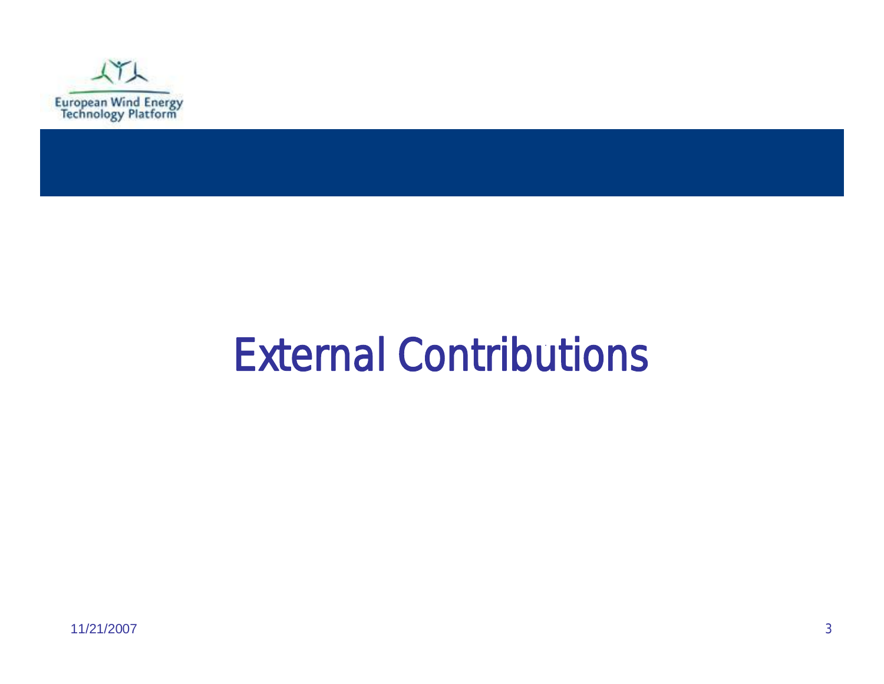# External Contributions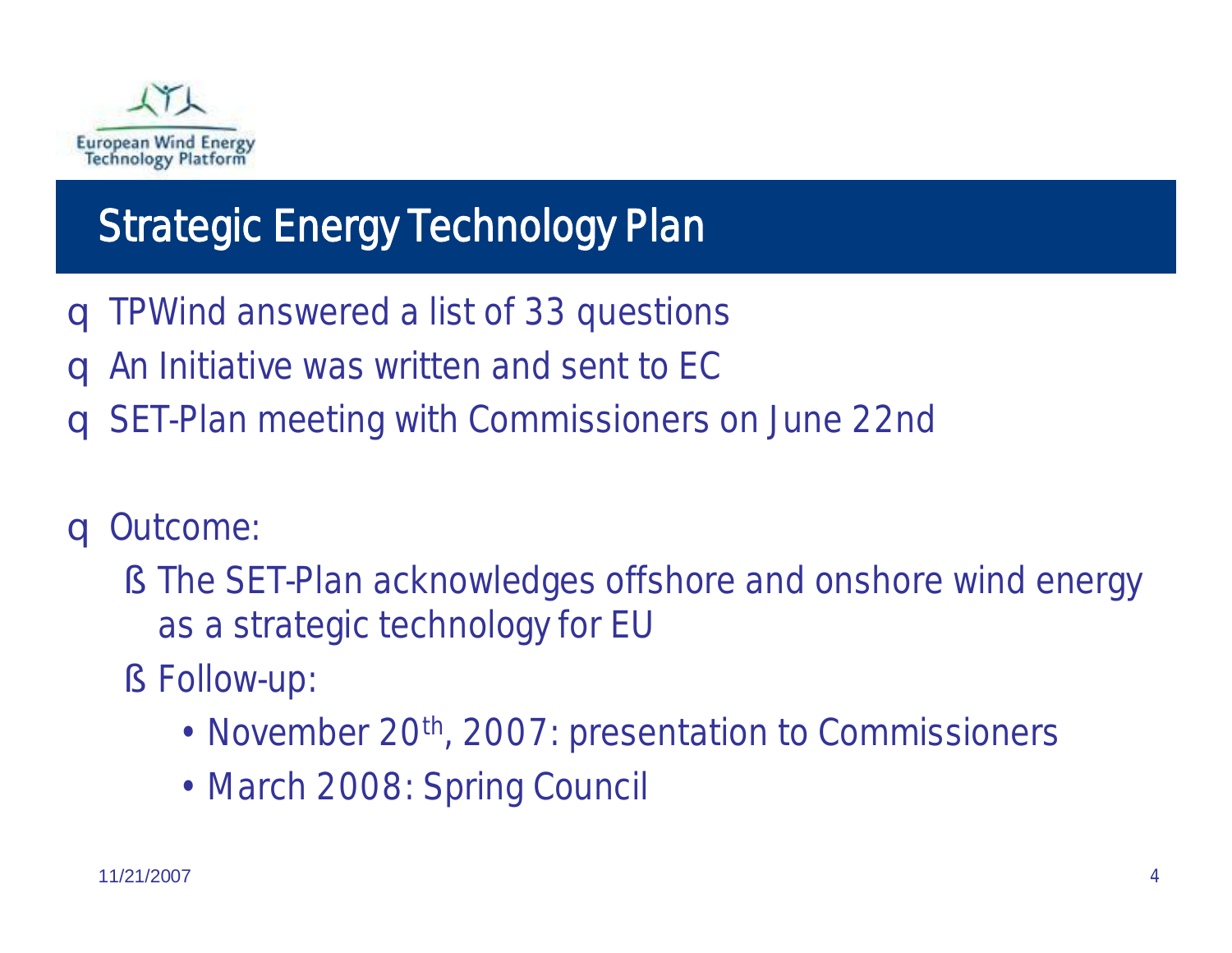## Strategic Energy Technology Plan

- TPWind answered a list of 33 questions
- An Initiative was written and sent to EC
- SET-Plan meeting with Commissioners on June 22nd

- Outcome:
  - The SET-Plan acknowledges offshore and onshore wind energy as a strategic technology for EU
  - Follow-up:
    - November 20th, 2007: presentation to Commissioners
    - March 2008: Spring Council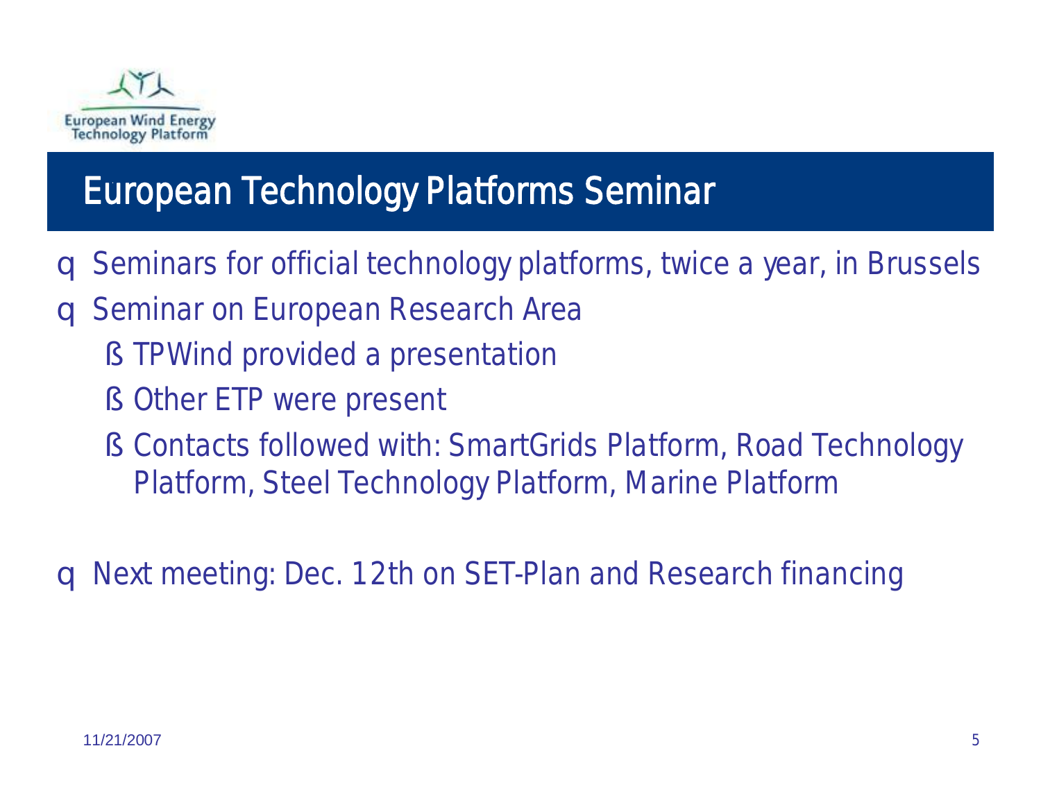European Wind Energy Technology Platform

# European Technology Platforms Seminar

- Seminars for official technology platforms, twice a year, in Brussels
- Seminar on European Research Area
  - TPWind provided a presentation
  - Other ETP were present
  - Contacts followed with: SmartGrids Platform, Road Technology Platform, Steel Technology Platform, Marine Platform
- Next meeting: Dec. 12th on SET-Plan and Research financing

11/21/2007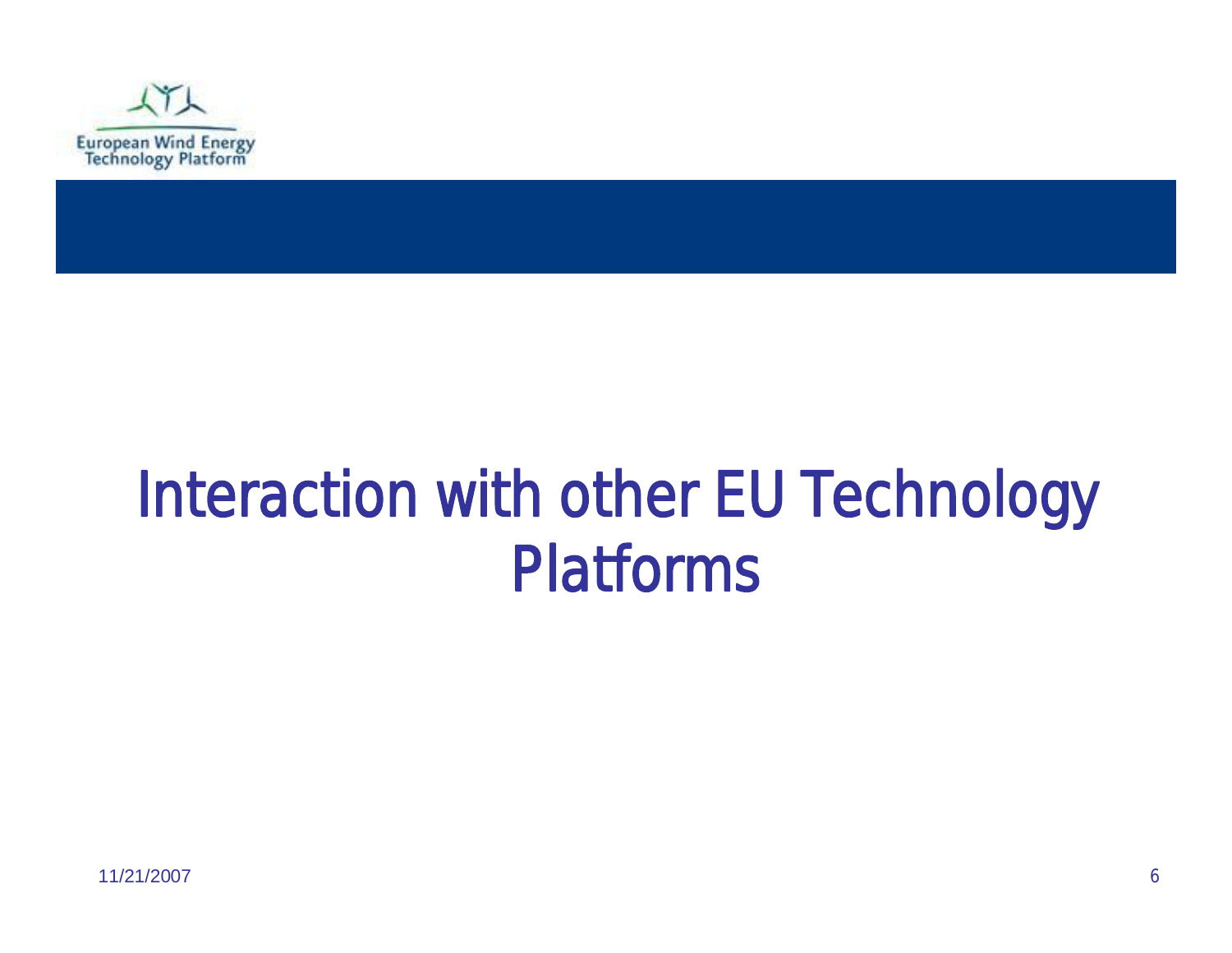# Interaction with other EU Technology Platforms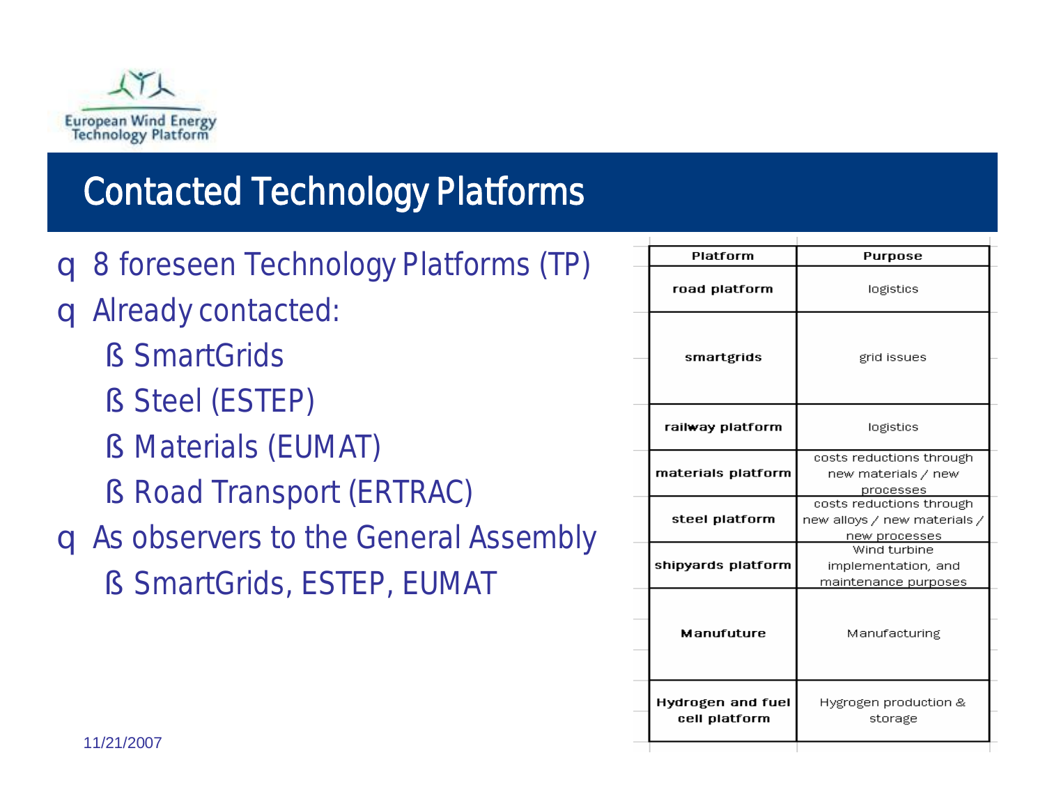# Contacted Technology Platforms

- 8 foreseen Technology Platforms (TP)
- Already contacted:
  - SmartGrids
  - Steel (ESTEP)
  - Materials (EUMAT)
  - Road Transport (ERTRAC)
- As observers to the General Assembly
  - SmartGrids, ESTEP, EUMAT

| Platform | Purpose |
|---|---|
| road platform | logistics |
| smartgrids | grid issues |
| railway platform | logistics |
| materials platform | costs reductions through new materials / new processes |
| steel platform | costs reductions through new alloys / new materials / new processes |
| shipyards platform | Wind turbine implementation, and maintenance purposes |
| Manufuture | Manufacturing |
| Hydrogen and fuel cell platform | Hygrogen production & storage |

11/21/2007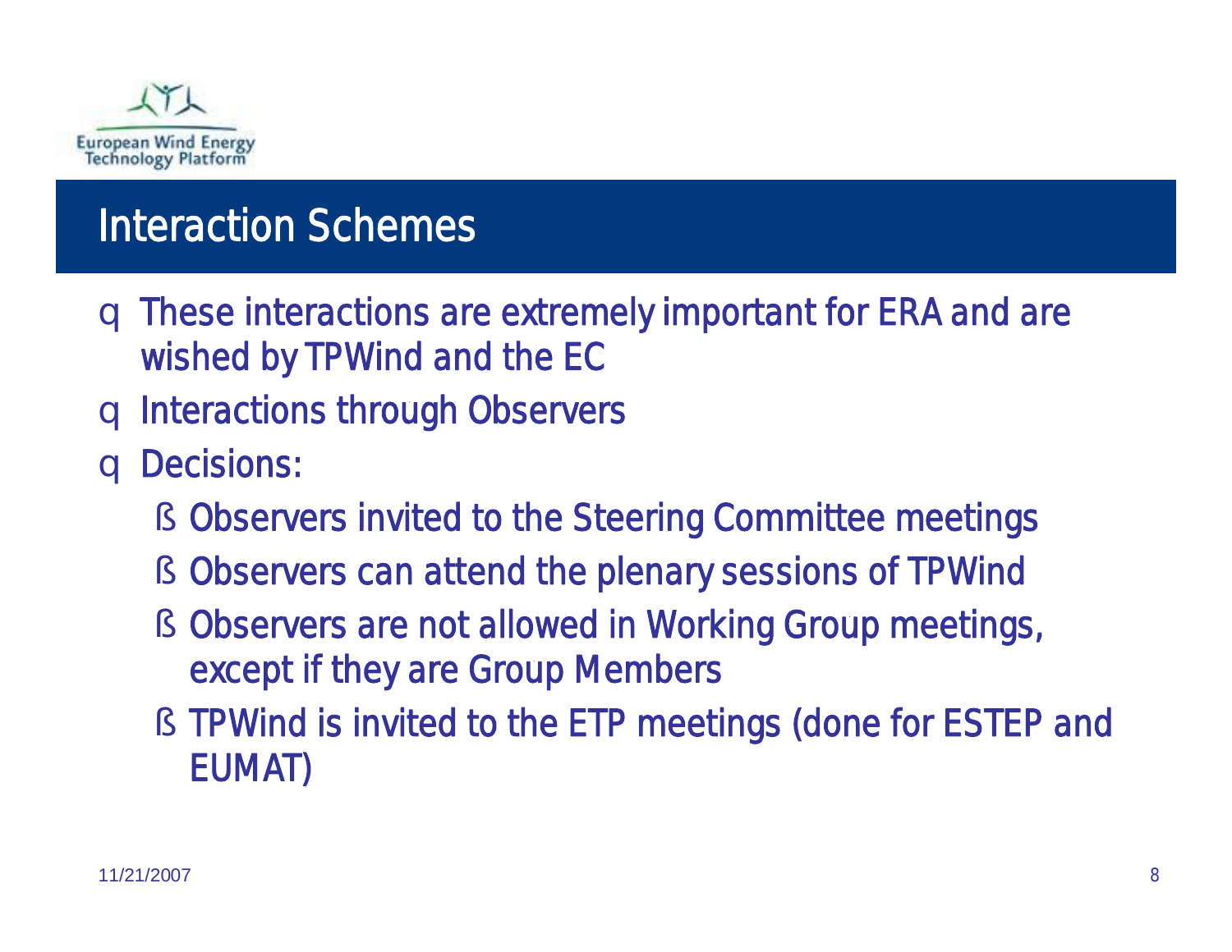European Wind Energy Technology Platform

# Interaction Schemes

- These interactions are extremely important for ERA and are wished by TPWind and the EC
- Interactions through Observers
- Decisions:
  - Observers invited to the Steering Committee meetings
  - Observers can attend the plenary sessions of TPWind
  - Observers are not allowed in Working Group meetings, except if they are Group Members
  - TPWind is invited to the ETP meetings (done for ESTEP and EUMAT)

11/21/2007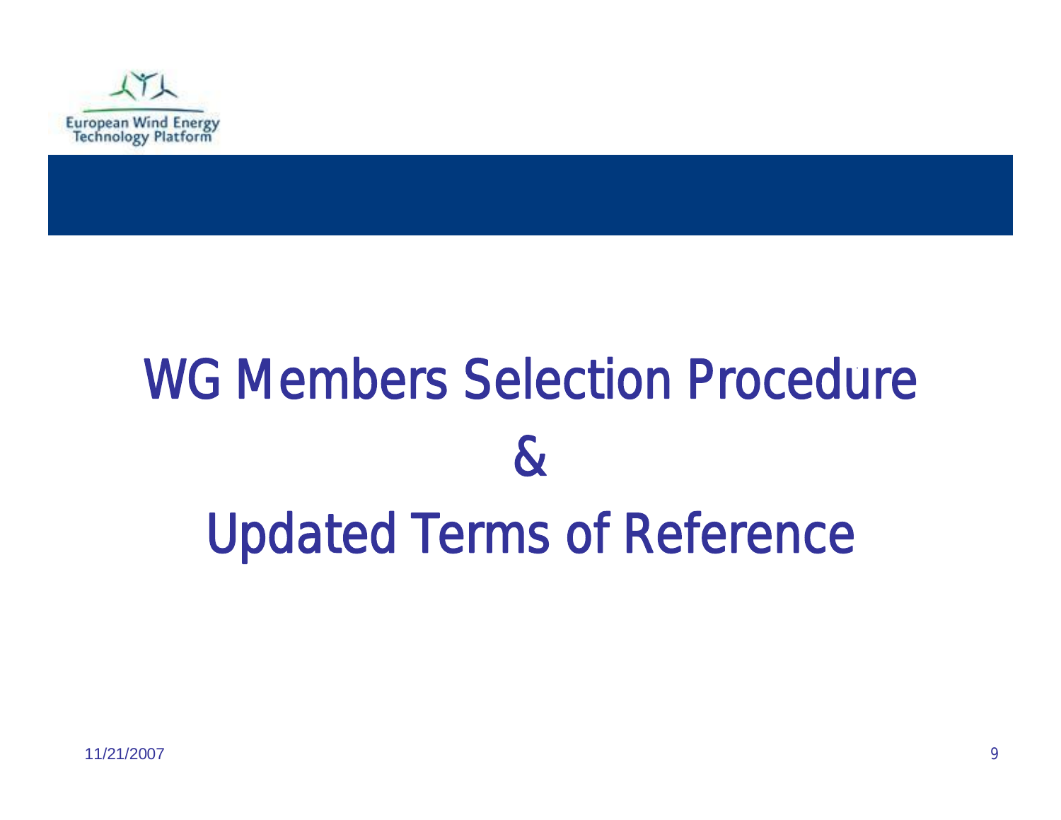# WG Members Selection Procedure

# &

# Updated Terms of Reference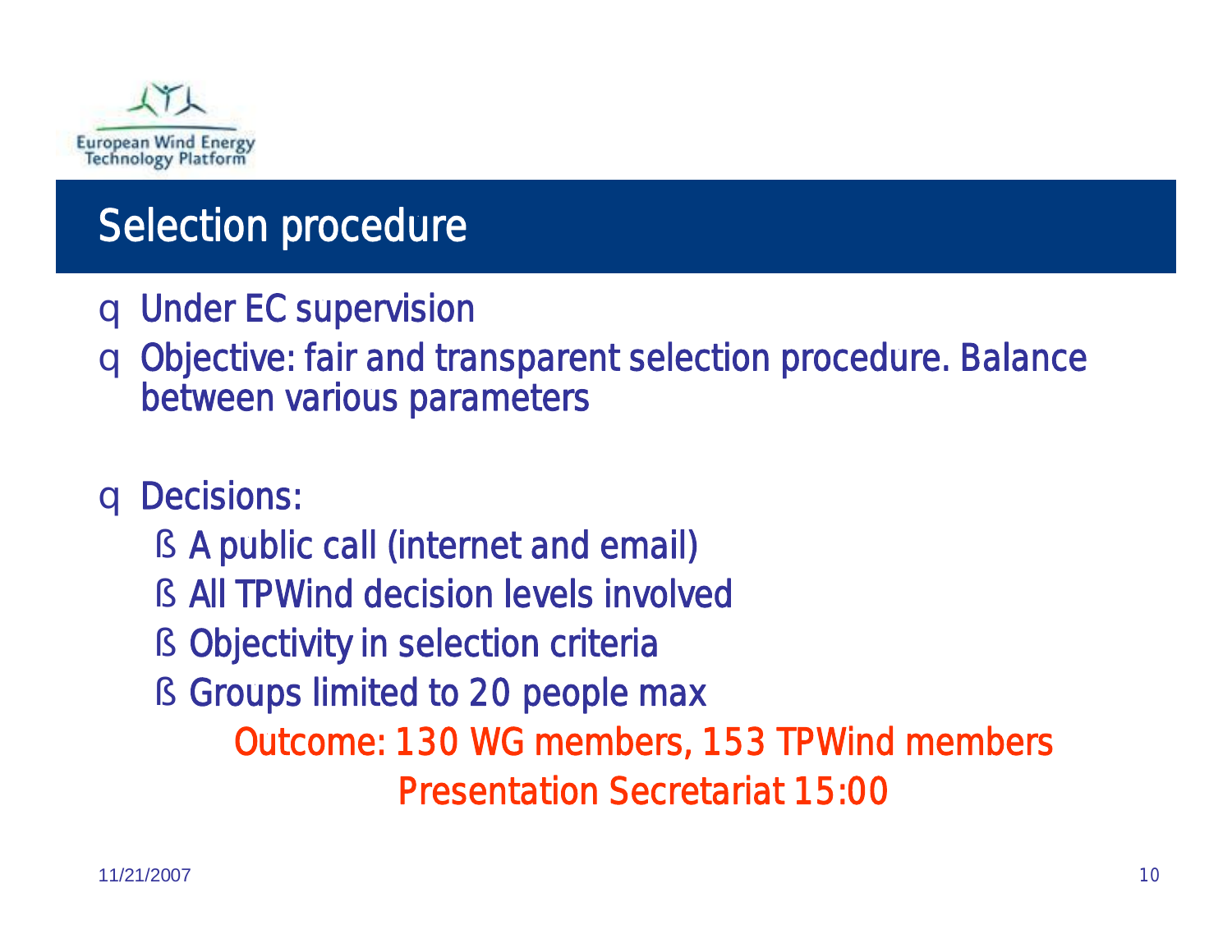European Wind Energy Technology Platform

# Selection procedure

- Under EC supervision
- Objective: fair and transparent selection procedure. Balance between various parameters

- Decisions:
  - A public call (internet and email)
  - All TPWind decision levels involved
  - Objectivity in selection criteria
  - Groups limited to 20 people max

Outcome: 130 WG members, 153 TPWind members

Presentation Secretariat 15:00

11/21/2007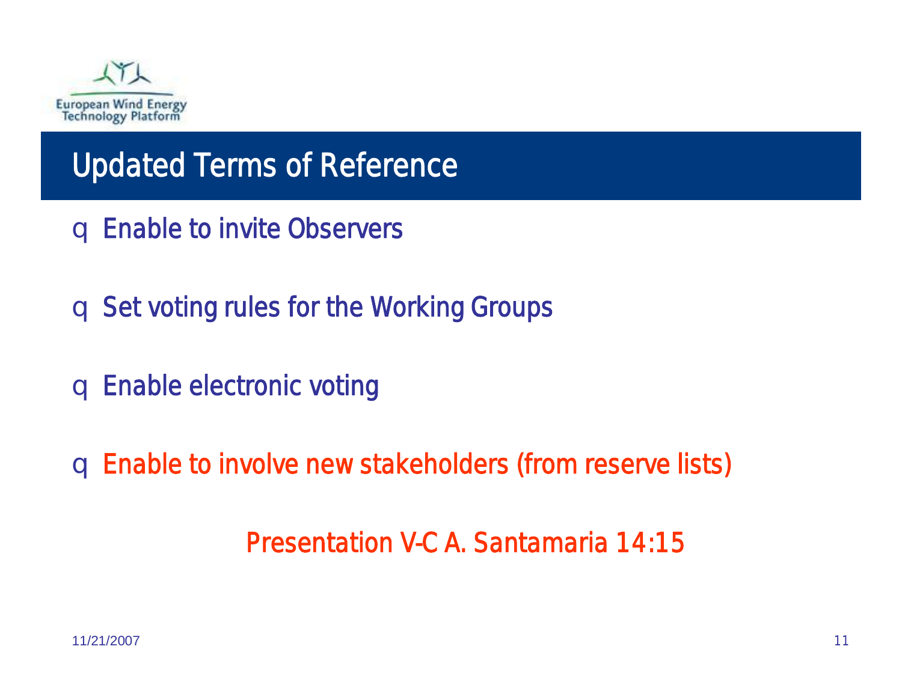European Wind Energy Technology Platform

# Updated Terms of Reference

- Enable to invite Observers
- Set voting rules for the Working Groups
- Enable electronic voting
- Enable to involve new stakeholders (from reserve lists)

Presentation V-C A. Santamaria 14:15

11/21/2007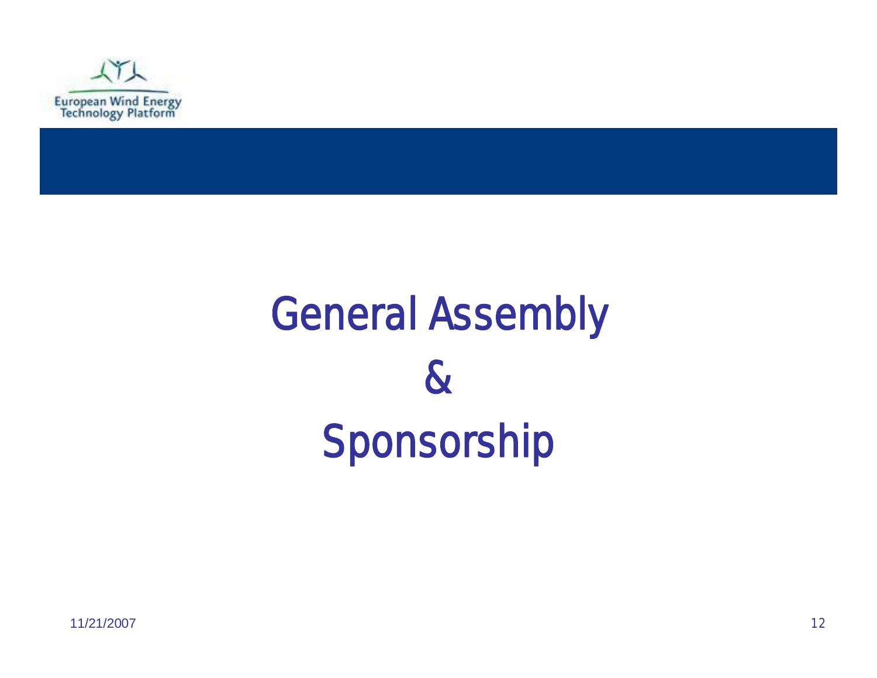# General Assembly & Sponsorship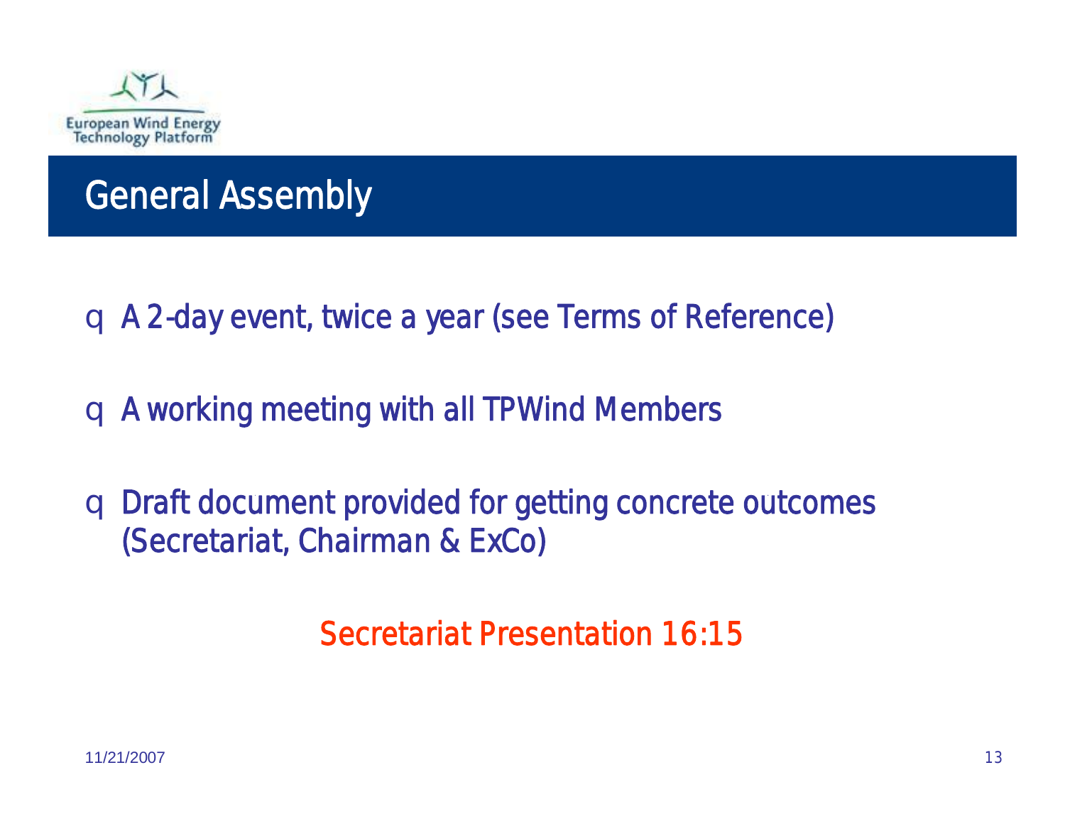## General Assembly

- A 2-day event, twice a year (see Terms of Reference)
- A working meeting with all TPWind Members
- Draft document provided for getting concrete outcomes (Secretariat, Chairman & ExCo)

Secretariat Presentation 16:15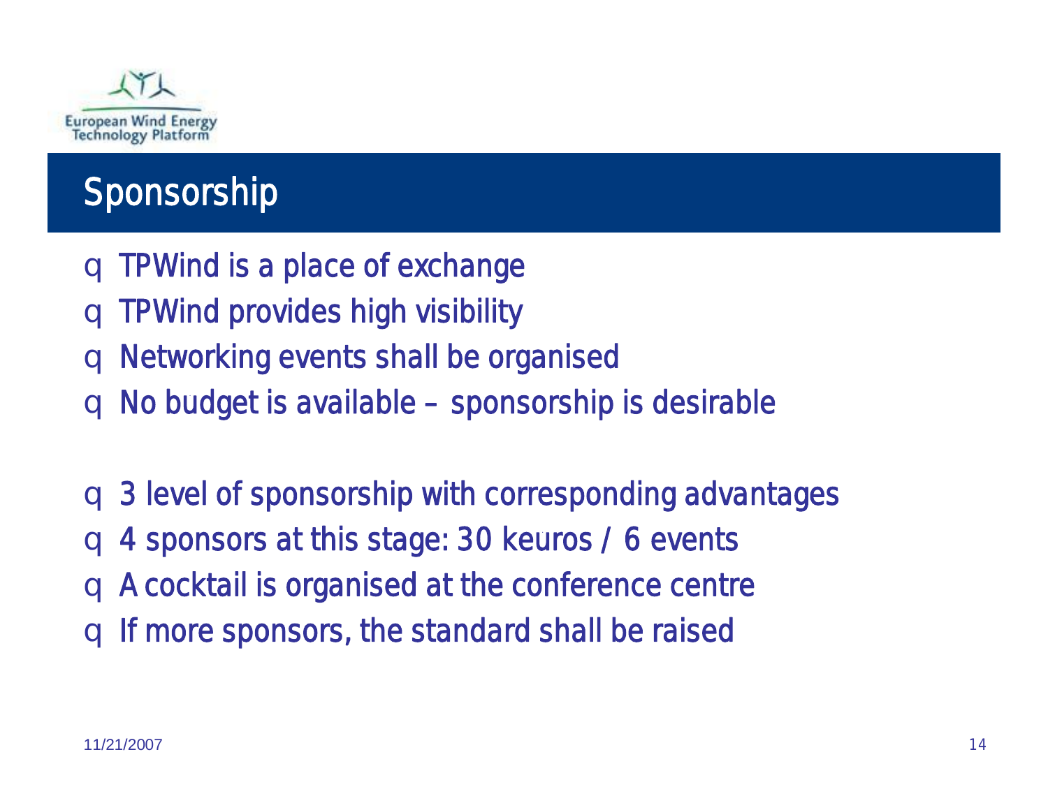European Wind Energy Technology Platform

# Sponsorship

- TPWind is a place of exchange
- TPWind provides high visibility
- Networking events shall be organised
- No budget is available – sponsorship is desirable

- 3 level of sponsorship with corresponding advantages
- 4 sponsors at this stage: 30 keuros / 6 events
- A cocktail is organised at the conference centre
- If more sponsors, the standard shall be raised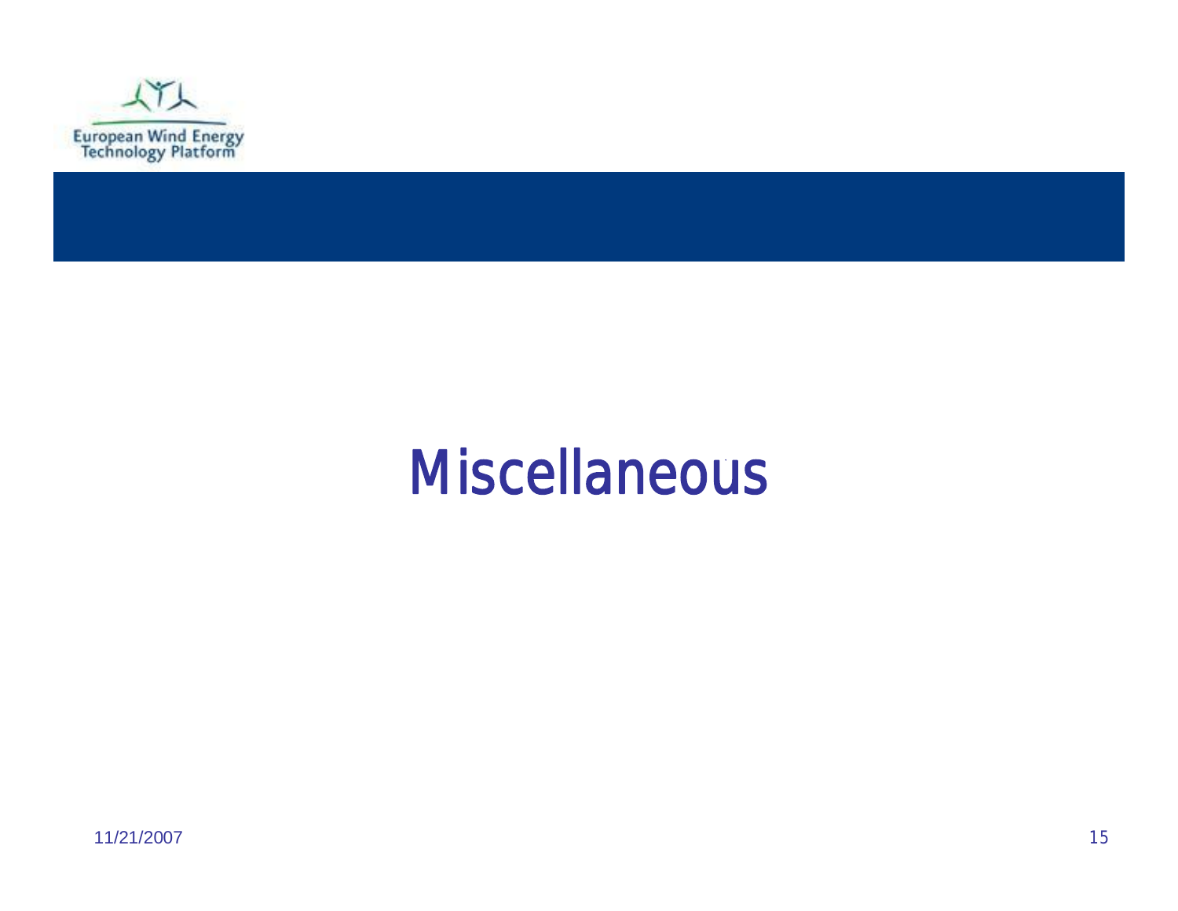# Miscellaneous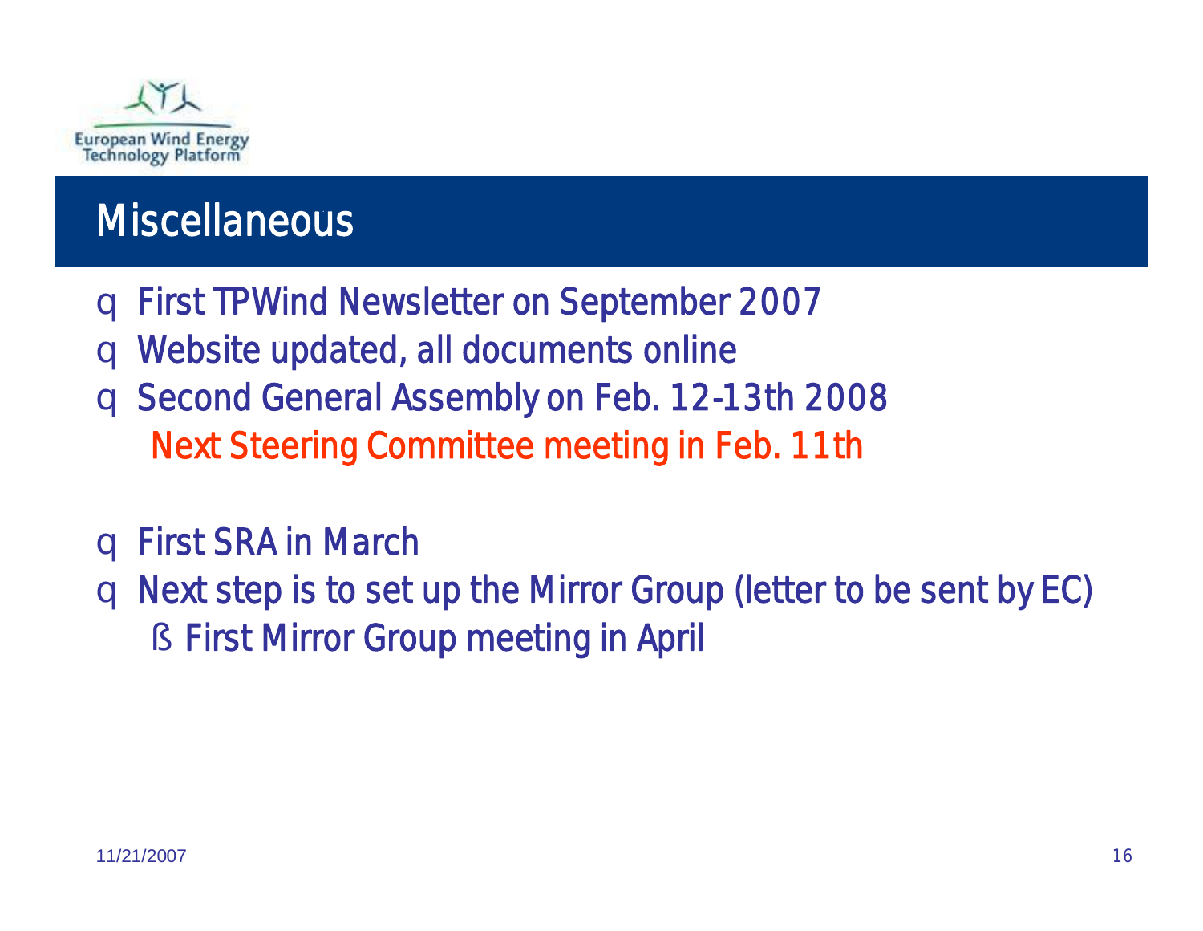# Miscellaneous

- First TPWind Newsletter on September 2007
- Website updated, all documents online
- Second General Assembly on Feb. 12-13th 2008
  - Next Steering Committee meeting in Feb. 11th
- First SRA in March
- Next step is to set up the Mirror Group (letter to be sent by EC)
  - First Mirror Group meeting in April

11/21/2007